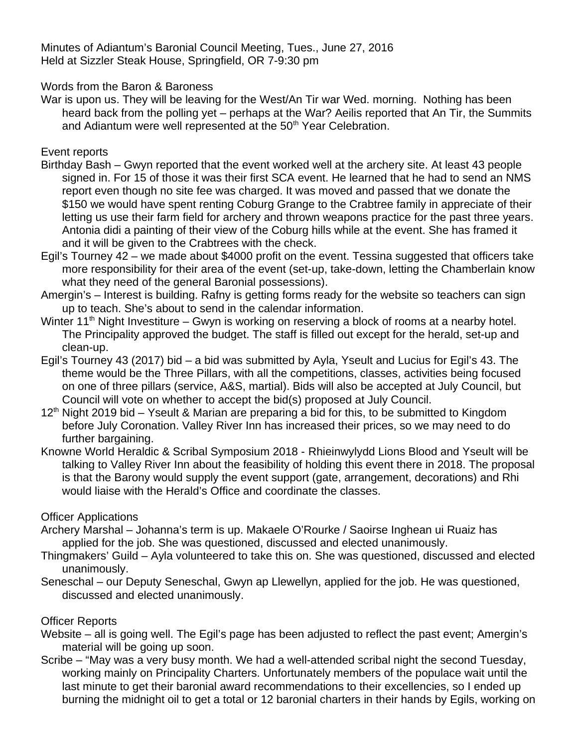Minutes of Adiantum's Baronial Council Meeting, Tues., June 27, 2016
Held at Sizzler Steak House, Springfield, OR 7-9:30 pm

## Words from the Baron & Baroness

War is upon us. They will be leaving for the West/An Tir war Wed. morning. Nothing has been heard back from the polling yet – perhaps at the War? Aeilis reported that An Tir, the Summits and Adiantum were well represented at the 50th Year Celebration.

## Event reports

Birthday Bash – Gwyn reported that the event worked well at the archery site. At least 43 people signed in. For 15 of those it was their first SCA event. He learned that he had to send an NMS report even though no site fee was charged. It was moved and passed that we donate the $150 we would have spent renting Coburg Grange to the Crabtree family in appreciate of their letting us use their farm field for archery and thrown weapons practice for the past three years. Antonia didi a painting of their view of the Coburg hills while at the event. She has framed it and it will be given to the Crabtrees with the check.

Egil's Tourney 42 – we made about $4000 profit on the event. Tessina suggested that officers take more responsibility for their area of the event (set-up, take-down, letting the Chamberlain know what they need of the general Baronial possessions).

Amergin's – Interest is building. Rafny is getting forms ready for the website so teachers can sign up to teach. She's about to send in the calendar information.

Winter 11th Night Investiture – Gwyn is working on reserving a block of rooms at a nearby hotel. The Principality approved the budget. The staff is filled out except for the herald, set-up and clean-up.

Egil's Tourney 43 (2017) bid – a bid was submitted by Ayla, Yseult and Lucius for Egil's 43. The theme would be the Three Pillars, with all the competitions, classes, activities being focused on one of three pillars (service, A&S, martial). Bids will also be accepted at July Council, but Council will vote on whether to accept the bid(s) proposed at July Council.

12th Night 2019 bid – Yseult & Marian are preparing a bid for this, to be submitted to Kingdom before July Coronation. Valley River Inn has increased their prices, so we may need to do further bargaining.

Knowne World Heraldic & Scribal Symposium 2018 - Rhieinwylydd Lions Blood and Yseult will be talking to Valley River Inn about the feasibility of holding this event there in 2018. The proposal is that the Barony would supply the event support (gate, arrangement, decorations) and Rhi would liaise with the Herald's Office and coordinate the classes.

## Officer Applications

Archery Marshal – Johanna's term is up. Makaele O'Rourke / Saoirse Inghean ui Ruaiz has applied for the job. She was questioned, discussed and elected unanimously.

Thingmakers' Guild – Ayla volunteered to take this on. She was questioned, discussed and elected unanimously.

Seneschal – our Deputy Seneschal, Gwyn ap Llewellyn, applied for the job. He was questioned, discussed and elected unanimously.

## Officer Reports

Website – all is going well. The Egil's page has been adjusted to reflect the past event; Amergin's material will be going up soon.

Scribe – "May was a very busy month. We had a well-attended scribal night the second Tuesday, working mainly on Principality Charters. Unfortunately members of the populace wait until the last minute to get their baronial award recommendations to their excellencies, so I ended up burning the midnight oil to get a total or 12 baronial charters in their hands by Egils, working on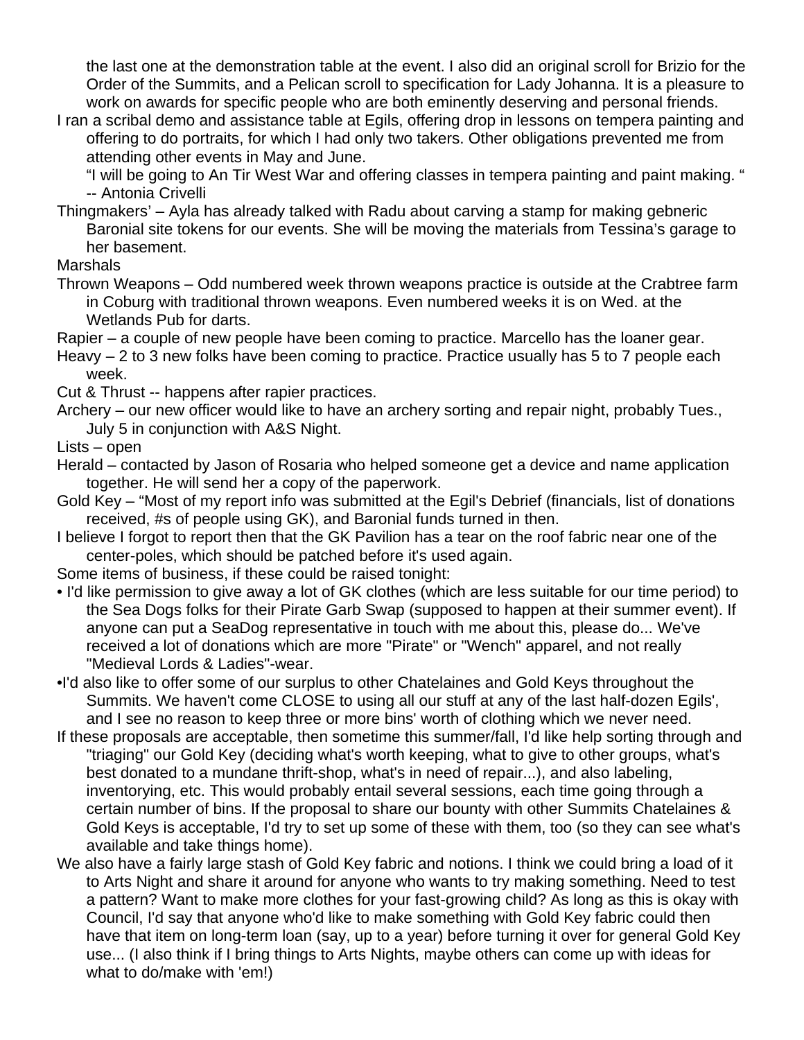the last one at the demonstration table at the event. I also did an original scroll for Brizio for the Order of the Summits, and a Pelican scroll to specification for Lady Johanna. It is a pleasure to work on awards for specific people who are both eminently deserving and personal friends.

I ran a scribal demo and assistance table at Egils, offering drop in lessons on tempera painting and offering to do portraits, for which I had only two takers. Other obligations prevented me from attending other events in May and June.

"I will be going to An Tir West War and offering classes in tempera painting and paint making. " -- Antonia Crivelli

Thingmakers' – Ayla has already talked with Radu about carving a stamp for making gebneric Baronial site tokens for our events. She will be moving the materials from Tessina's garage to her basement.

Marshals

Thrown Weapons – Odd numbered week thrown weapons practice is outside at the Crabtree farm in Coburg with traditional thrown weapons. Even numbered weeks it is on Wed. at the Wetlands Pub for darts.

Rapier – a couple of new people have been coming to practice. Marcello has the loaner gear.

Heavy – 2 to 3 new folks have been coming to practice. Practice usually has 5 to 7 people each week.

Cut & Thrust -- happens after rapier practices.

Archery – our new officer would like to have an archery sorting and repair night, probably Tues., July 5 in conjunction with A&S Night.

Lists – open

Herald – contacted by Jason of Rosaria who helped someone get a device and name application together. He will send her a copy of the paperwork.

Gold Key – "Most of my report info was submitted at the Egil's Debrief (financials, list of donations received, #s of people using GK), and Baronial funds turned in then.

I believe I forgot to report then that the GK Pavilion has a tear on the roof fabric near one of the center-poles, which should be patched before it's used again.

Some items of business, if these could be raised tonight:

- I'd like permission to give away a lot of GK clothes (which are less suitable for our time period) to the Sea Dogs folks for their Pirate Garb Swap (supposed to happen at their summer event). If anyone can put a SeaDog representative in touch with me about this, please do... We've received a lot of donations which are more "Pirate" or "Wench" apparel, and not really "Medieval Lords & Ladies"-wear.
- I'd also like to offer some of our surplus to other Chatelaines and Gold Keys throughout the Summits. We haven't come CLOSE to using all our stuff at any of the last half-dozen Egils', and I see no reason to keep three or more bins' worth of clothing which we never need.

If these proposals are acceptable, then sometime this summer/fall, I'd like help sorting through and "triaging" our Gold Key (deciding what's worth keeping, what to give to other groups, what's best donated to a mundane thrift-shop, what's in need of repair...), and also labeling, inventorying, etc. This would probably entail several sessions, each time going through a certain number of bins. If the proposal to share our bounty with other Summits Chatelaines & Gold Keys is acceptable, I'd try to set up some of these with them, too (so they can see what's available and take things home).

We also have a fairly large stash of Gold Key fabric and notions. I think we could bring a load of it to Arts Night and share it around for anyone who wants to try making something. Need to test a pattern? Want to make more clothes for your fast-growing child? As long as this is okay with Council, I'd say that anyone who'd like to make something with Gold Key fabric could then have that item on long-term loan (say, up to a year) before turning it over for general Gold Key use... (I also think if I bring things to Arts Nights, maybe others can come up with ideas for what to do/make with 'em!)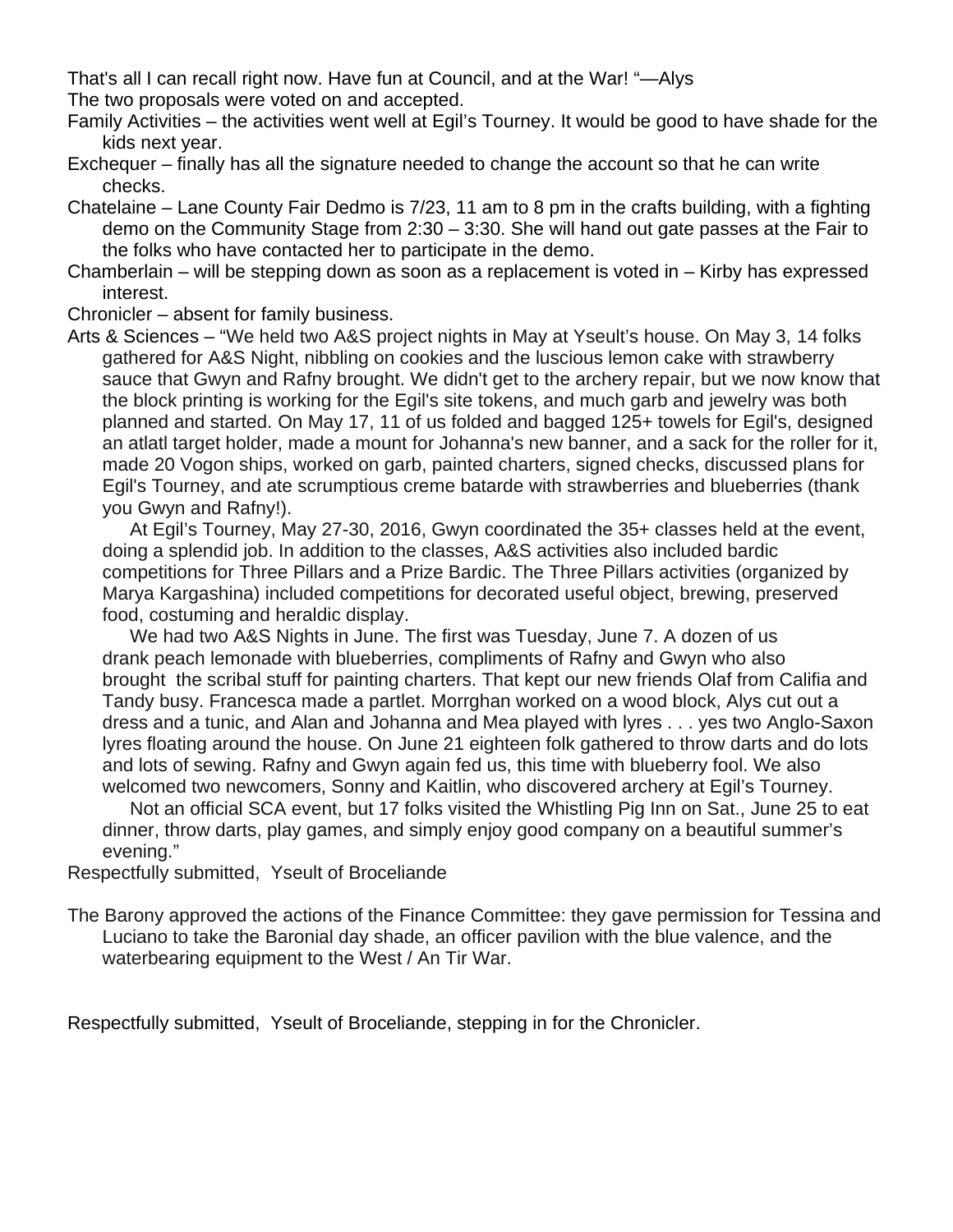That's all I can recall right now. Have fun at Council, and at the War! "—Alys

The two proposals were voted on and accepted.

Family Activities – the activities went well at Egil's Tourney. It would be good to have shade for the kids next year.

Exchequer – finally has all the signature needed to change the account so that he can write checks.

Chatelaine – Lane County Fair Dedmo is 7/23, 11 am to 8 pm in the crafts building, with a fighting demo on the Community Stage from 2:30 – 3:30. She will hand out gate passes at the Fair to the folks who have contacted her to participate in the demo.

Chamberlain – will be stepping down as soon as a replacement is voted in – Kirby has expressed interest.

Chronicler – absent for family business.

Arts & Sciences – "We held two A&S project nights in May at Yseult's house. On May 3, 14 folks gathered for A&S Night, nibbling on cookies and the luscious lemon cake with strawberry sauce that Gwyn and Rafny brought. We didn't get to the archery repair, but we now know that the block printing is working for the Egil's site tokens, and much garb and jewelry was both planned and started. On May 17, 11 of us folded and bagged 125+ towels for Egil's, designed an atlatl target holder, made a mount for Johanna's new banner, and a sack for the roller for it, made 20 Vogon ships, worked on garb, painted charters, signed checks, discussed plans for Egil's Tourney, and ate scrumptious creme batarde with strawberries and blueberries (thank you Gwyn and Rafny!).

At Egil's Tourney, May 27-30, 2016, Gwyn coordinated the 35+ classes held at the event, doing a splendid job. In addition to the classes, A&S activities also included bardic competitions for Three Pillars and a Prize Bardic. The Three Pillars activities (organized by Marya Kargashina) included competitions for decorated useful object, brewing, preserved food, costuming and heraldic display.

We had two A&S Nights in June. The first was Tuesday, June 7. A dozen of us drank peach lemonade with blueberries, compliments of Rafny and Gwyn who also brought the scribal stuff for painting charters. That kept our new friends Olaf from Califia and Tandy busy. Francesca made a partlet. Morrghan worked on a wood block, Alys cut out a dress and a tunic, and Alan and Johanna and Mea played with lyres . . . yes two Anglo-Saxon lyres floating around the house. On June 21 eighteen folk gathered to throw darts and do lots and lots of sewing. Rafny and Gwyn again fed us, this time with blueberry fool. We also welcomed two newcomers, Sonny and Kaitlin, who discovered archery at Egil's Tourney.

Not an official SCA event, but 17 folks visited the Whistling Pig Inn on Sat., June 25 to eat dinner, throw darts, play games, and simply enjoy good company on a beautiful summer's evening."

Respectfully submitted, Yseult of Broceliande

The Barony approved the actions of the Finance Committee: they gave permission for Tessina and Luciano to take the Baronial day shade, an officer pavilion with the blue valence, and the waterbearing equipment to the West / An Tir War.

Respectfully submitted, Yseult of Broceliande, stepping in for the Chronicler.